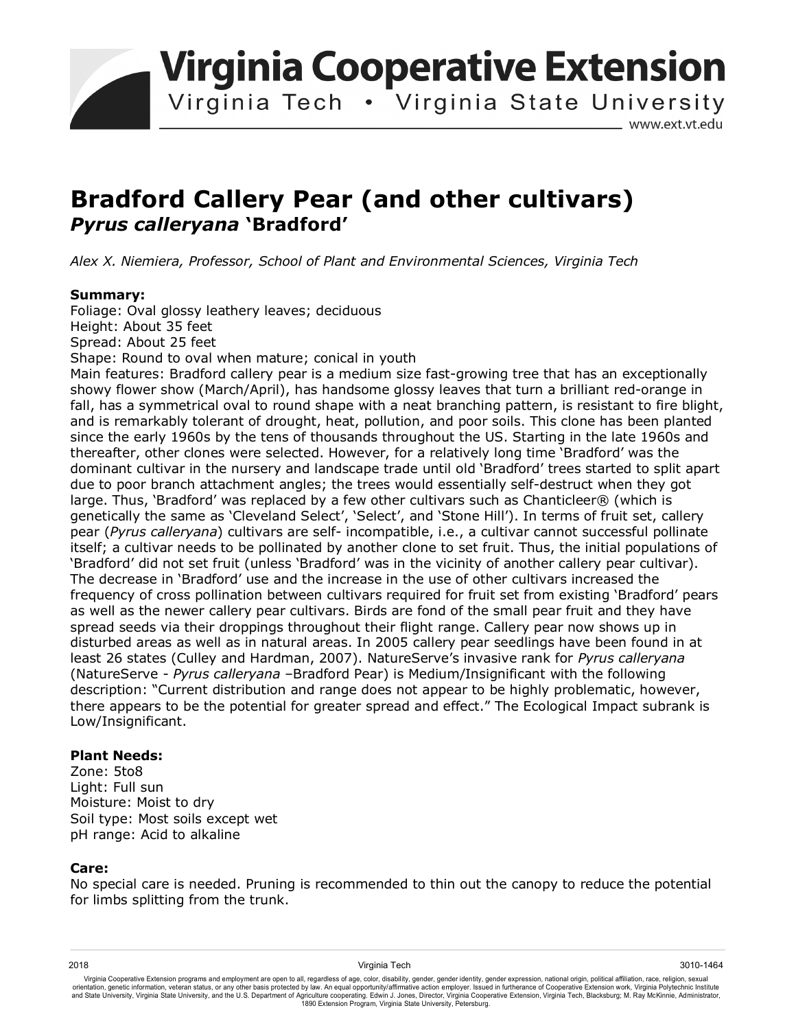# Bradford Callery Pear (and other cultivars)

## *Pyrus calleryana* 'Bradford'

*Alex X. Niemiera, Professor, School of Plant and Environmental Sciences, Virginia Tech*

### Summary:

Foliage: Oval glossy leathery leaves; deciduous
Height: About 35 feet
Spread: About 25 feet
Shape: Round to oval when mature; conical in youth
Main features: Bradford callery pear is a medium size fast-growing tree that has an exceptionally showy flower show (March/April), has handsome glossy leaves that turn a brilliant red-orange in fall, has a symmetrical oval to round shape with a neat branching pattern, is resistant to fire blight, and is remarkably tolerant of drought, heat, pollution, and poor soils. This clone has been planted since the early 1960s by the tens of thousands throughout the US. Starting in the late 1960s and thereafter, other clones were selected. However, for a relatively long time 'Bradford' was the dominant cultivar in the nursery and landscape trade until old 'Bradford' trees started to split apart due to poor branch attachment angles; the trees would essentially self-destruct when they got large. Thus, 'Bradford' was replaced by a few other cultivars such as Chanticleer® (which is genetically the same as 'Cleveland Select', 'Select', and 'Stone Hill'). In terms of fruit set, callery pear (*Pyrus calleryana*) cultivars are self- incompatible, i.e., a cultivar cannot successful pollinate itself; a cultivar needs to be pollinated by another clone to set fruit. Thus, the initial populations of 'Bradford' did not set fruit (unless 'Bradford' was in the vicinity of another callery pear cultivar). The decrease in 'Bradford' use and the increase in the use of other cultivars increased the frequency of cross pollination between cultivars required for fruit set from existing 'Bradford' pears as well as the newer callery pear cultivars. Birds are fond of the small pear fruit and they have spread seeds via their droppings throughout their flight range. Callery pear now shows up in disturbed areas as well as in natural areas. In 2005 callery pear seedlings have been found in at least 26 states (Culley and Hardman, 2007). NatureServe's invasive rank for *Pyrus calleryana* (NatureServe - *Pyrus calleryana* –Bradford Pear) is Medium/Insignificant with the following description: "Current distribution and range does not appear to be highly problematic, however, there appears to be the potential for greater spread and effect." The Ecological Impact subrank is Low/Insignificant.

### Plant Needs:

Zone: 5to8
Light: Full sun
Moisture: Moist to dry
Soil type: Most soils except wet
pH range: Acid to alkaline

### Care:

No special care is needed. Pruning is recommended to thin out the canopy to reduce the potential for limbs splitting from the trunk.

2018 Virginia Tech 3010-1464

Virginia Cooperative Extension programs and employment are open to all, regardless of age, color, disability, gender, gender identity, gender expression, national origin, political affiliation, race, religion, sexual orientation, genetic information, veteran status, or any other basis protected by law. An equal opportunity/affirmative action employer. Issued in furtherance of Cooperative Extension work, Virginia Polytechnic Institute and State University, Virginia State University, and the U.S. Department of Agriculture cooperating. Edwin J. Jones, Director, Virginia Cooperative Extension, Virginia Tech, Blacksburg; M. Ray McKinnie, Administrator, 1890 Extension Program, Virginia State University, Petersburg.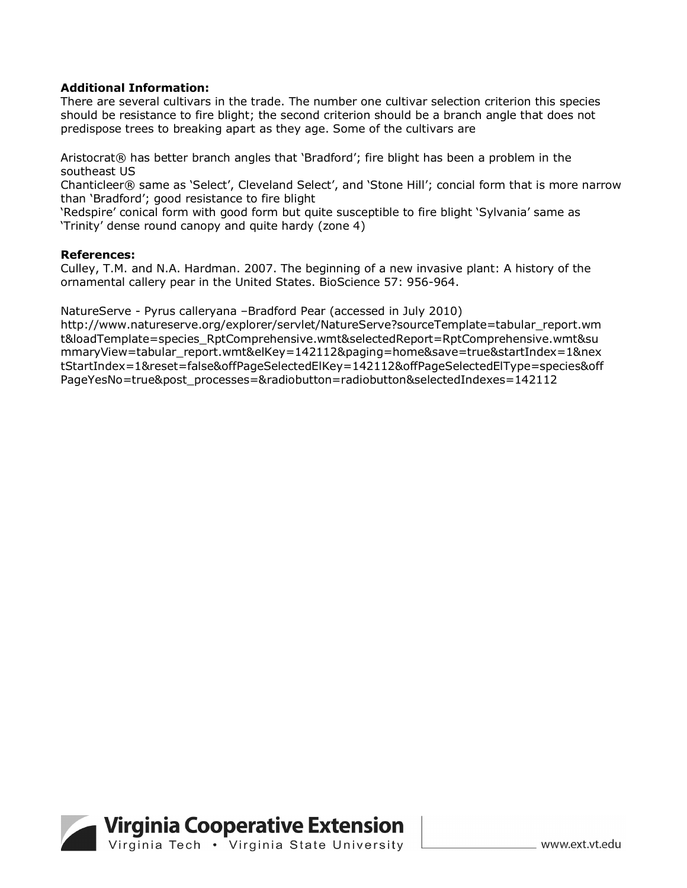**Additional Information:**
There are several cultivars in the trade. The number one cultivar selection criterion this species should be resistance to fire blight; the second criterion should be a branch angle that does not predispose trees to breaking apart as they age. Some of the cultivars are

Aristocrat® has better branch angles that 'Bradford'; fire blight has been a problem in the southeast US
Chanticleer® same as 'Select', Cleveland Select', and 'Stone Hill'; concial form that is more narrow than 'Bradford'; good resistance to fire blight
'Redspire' conical form with good form but quite susceptible to fire blight 'Sylvania' same as 'Trinity' dense round canopy and quite hardy (zone 4)

**References:**
Culley, T.M. and N.A. Hardman. 2007. The beginning of a new invasive plant: A history of the ornamental callery pear in the United States. BioScience 57: 956-964.

NatureServe - Pyrus calleryana –Bradford Pear (accessed in July 2010)
http://www.natureserve.org/explorer/servlet/NatureServe?sourceTemplate=tabular_report.wmt&loadTemplate=species_RptComprehensive.wmt&selectedReport=RptComprehensive.wmt&summaryView=tabular_report.wmt&elKey=142112&paging=home&save=true&startIndex=1&nextStartIndex=1&reset=false&offPageSelectedElKey=142112&offPageSelectedElType=species&offPageYesNo=true&post_processes=&radiobutton=radiobutton&selectedIndexes=142112